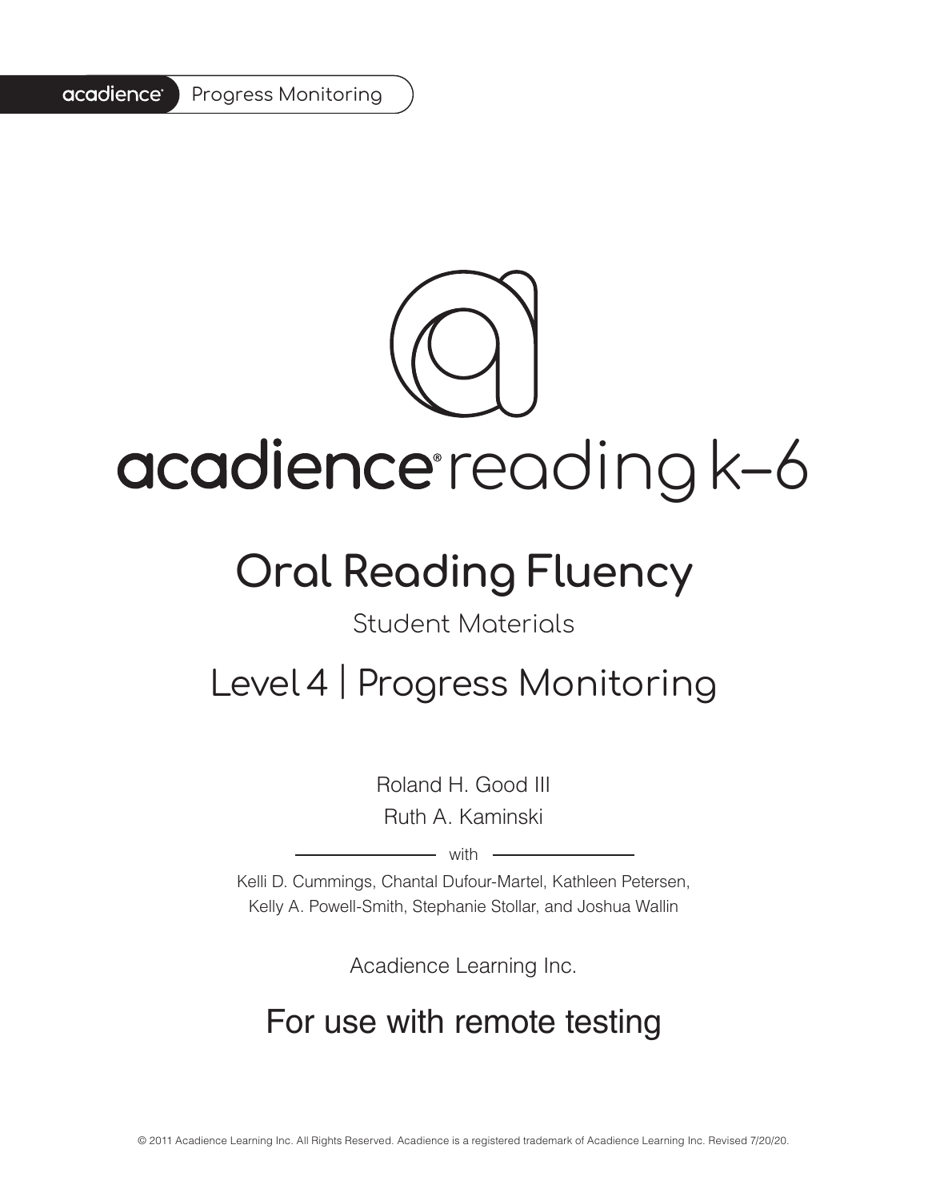acadience® Progress Monitoring

# acadience® reading k–6

## Oral Reading Fluency

Student Materials

## Level 4 | Progress Monitoring

Roland H. Good III

Ruth A. Kaminski

with

Kelli D. Cummings, Chantal Dufour-Martel, Kathleen Petersen, Kelly A. Powell-Smith, Stephanie Stollar, and Joshua Wallin

Acadience Learning Inc.

## For use with remote testing

© 2011 Acadience Learning Inc. All Rights Reserved. Acadience is a registered trademark of Acadience Learning Inc. Revised 7/20/20.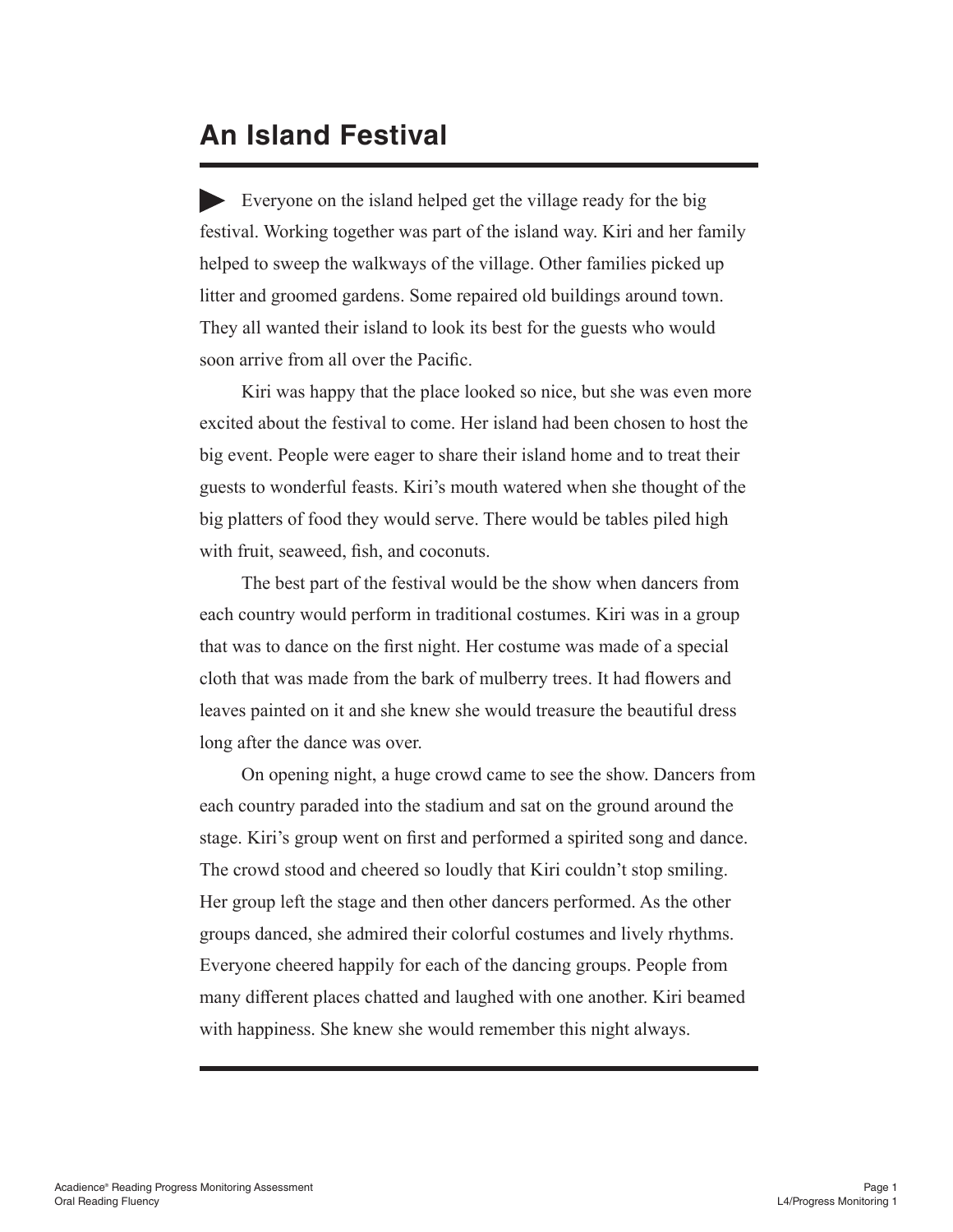# An Island Festival

Everyone on the island helped get the village ready for the big festival. Working together was part of the island way. Kiri and her family helped to sweep the walkways of the village. Other families picked up litter and groomed gardens. Some repaired old buildings around town. They all wanted their island to look its best for the guests who would soon arrive from all over the Pacific.

Kiri was happy that the place looked so nice, but she was even more excited about the festival to come. Her island had been chosen to host the big event. People were eager to share their island home and to treat their guests to wonderful feasts. Kiri's mouth watered when she thought of the big platters of food they would serve. There would be tables piled high with fruit, seaweed, fish, and coconuts.

The best part of the festival would be the show when dancers from each country would perform in traditional costumes. Kiri was in a group that was to dance on the first night. Her costume was made of a special cloth that was made from the bark of mulberry trees. It had flowers and leaves painted on it and she knew she would treasure the beautiful dress long after the dance was over.

On opening night, a huge crowd came to see the show. Dancers from each country paraded into the stadium and sat on the ground around the stage. Kiri's group went on first and performed a spirited song and dance. The crowd stood and cheered so loudly that Kiri couldn't stop smiling. Her group left the stage and then other dancers performed. As the other groups danced, she admired their colorful costumes and lively rhythms. Everyone cheered happily for each of the dancing groups. People from many different places chatted and laughed with one another. Kiri beamed with happiness. She knew she would remember this night always.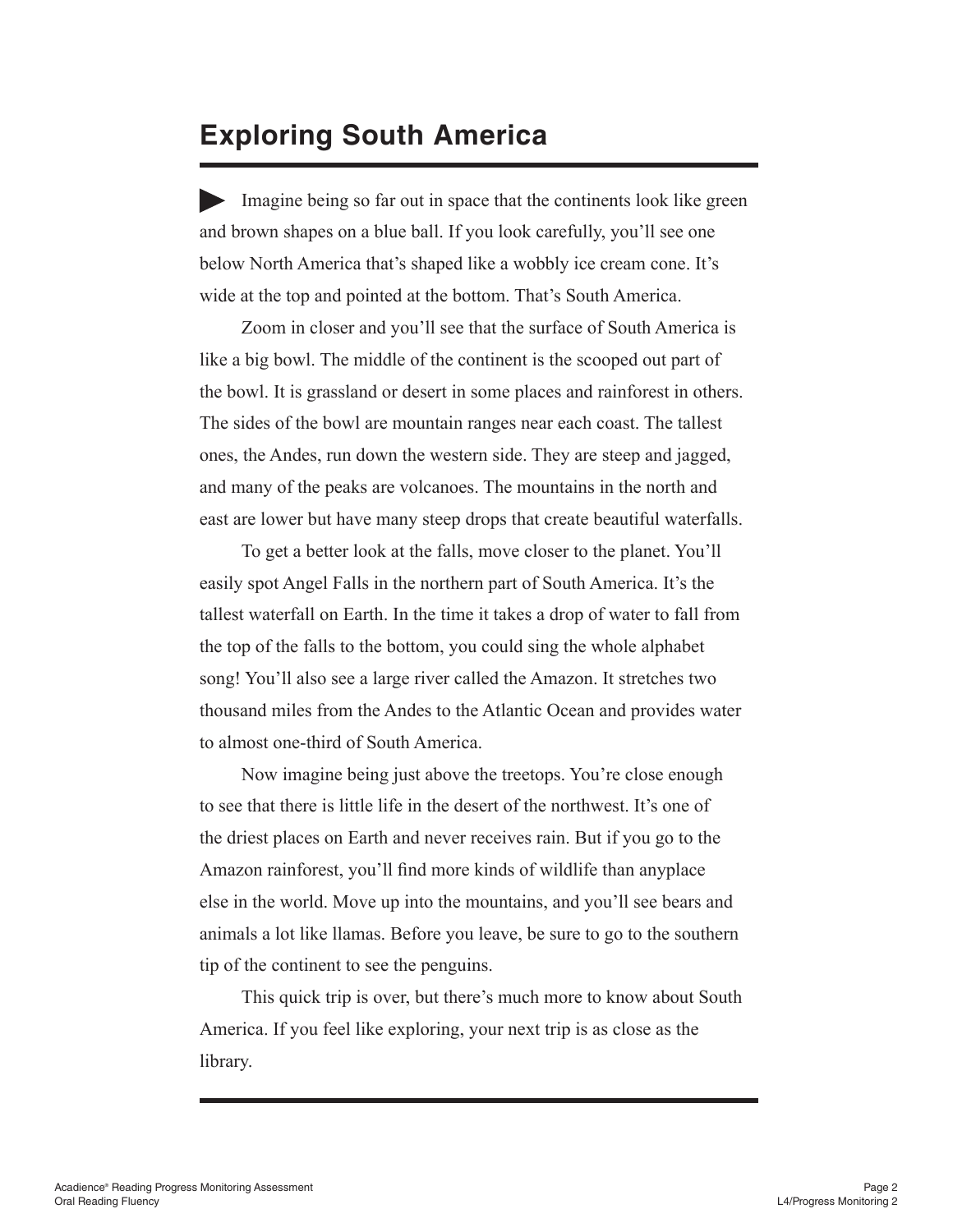# Exploring South America

Imagine being so far out in space that the continents look like green and brown shapes on a blue ball. If you look carefully, you'll see one below North America that's shaped like a wobbly ice cream cone. It's wide at the top and pointed at the bottom. That's South America.

Zoom in closer and you'll see that the surface of South America is like a big bowl. The middle of the continent is the scooped out part of the bowl. It is grassland or desert in some places and rainforest in others. The sides of the bowl are mountain ranges near each coast. The tallest ones, the Andes, run down the western side. They are steep and jagged, and many of the peaks are volcanoes. The mountains in the north and east are lower but have many steep drops that create beautiful waterfalls.

To get a better look at the falls, move closer to the planet. You'll easily spot Angel Falls in the northern part of South America. It's the tallest waterfall on Earth. In the time it takes a drop of water to fall from the top of the falls to the bottom, you could sing the whole alphabet song! You'll also see a large river called the Amazon. It stretches two thousand miles from the Andes to the Atlantic Ocean and provides water to almost one-third of South America.

Now imagine being just above the treetops. You're close enough to see that there is little life in the desert of the northwest. It's one of the driest places on Earth and never receives rain. But if you go to the Amazon rainforest, you'll find more kinds of wildlife than anyplace else in the world. Move up into the mountains, and you'll see bears and animals a lot like llamas. Before you leave, be sure to go to the southern tip of the continent to see the penguins.

This quick trip is over, but there's much more to know about South America. If you feel like exploring, your next trip is as close as the library.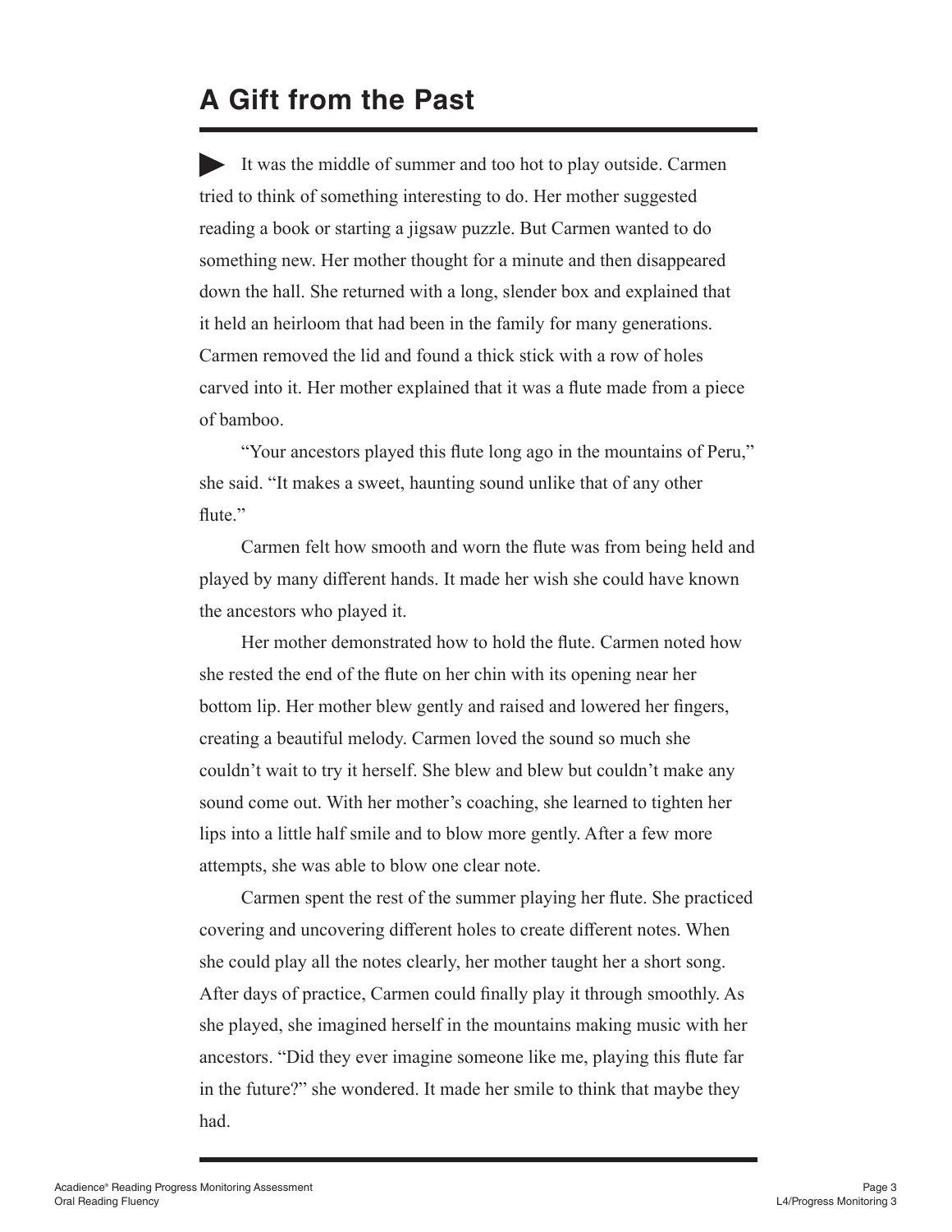# A Gift from the Past

▶ It was the middle of summer and too hot to play outside. Carmen tried to think of something interesting to do. Her mother suggested reading a book or starting a jigsaw puzzle. But Carmen wanted to do something new. Her mother thought for a minute and then disappeared down the hall. She returned with a long, slender box and explained that it held an heirloom that had been in the family for many generations. Carmen removed the lid and found a thick stick with a row of holes carved into it. Her mother explained that it was a flute made from a piece of bamboo.

"Your ancestors played this flute long ago in the mountains of Peru," she said. "It makes a sweet, haunting sound unlike that of any other flute."

Carmen felt how smooth and worn the flute was from being held and played by many different hands. It made her wish she could have known the ancestors who played it.

Her mother demonstrated how to hold the flute. Carmen noted how she rested the end of the flute on her chin with its opening near her bottom lip. Her mother blew gently and raised and lowered her fingers, creating a beautiful melody. Carmen loved the sound so much she couldn't wait to try it herself. She blew and blew but couldn't make any sound come out. With her mother's coaching, she learned to tighten her lips into a little half smile and to blow more gently. After a few more attempts, she was able to blow one clear note.

Carmen spent the rest of the summer playing her flute. She practiced covering and uncovering different holes to create different notes. When she could play all the notes clearly, her mother taught her a short song. After days of practice, Carmen could finally play it through smoothly. As she played, she imagined herself in the mountains making music with her ancestors. "Did they ever imagine someone like me, playing this flute far in the future?" she wondered. It made her smile to think that maybe they had.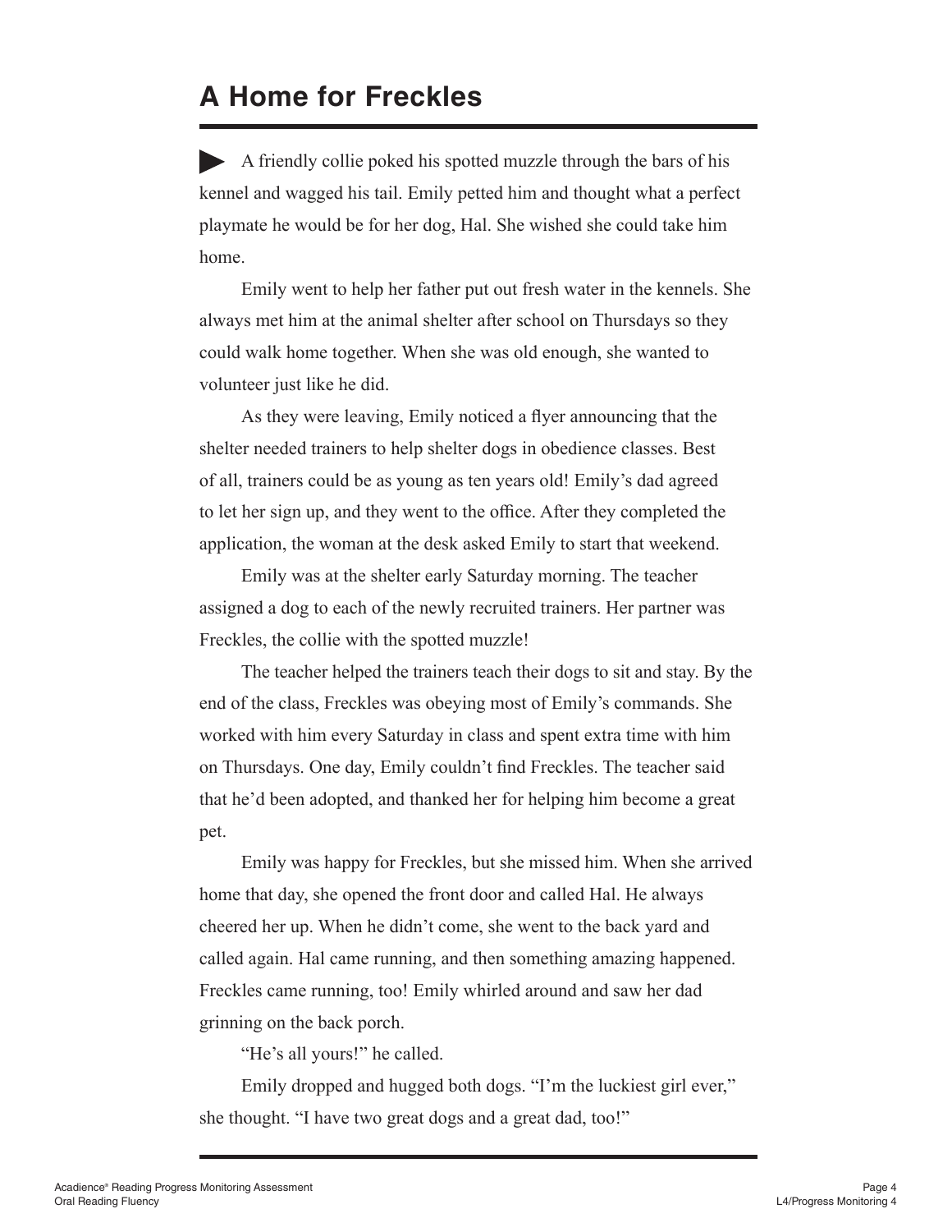# A Home for Freckles

A friendly collie poked his spotted muzzle through the bars of his kennel and wagged his tail. Emily petted him and thought what a perfect playmate he would be for her dog, Hal. She wished she could take him home.

Emily went to help her father put out fresh water in the kennels. She always met him at the animal shelter after school on Thursdays so they could walk home together. When she was old enough, she wanted to volunteer just like he did.

As they were leaving, Emily noticed a flyer announcing that the shelter needed trainers to help shelter dogs in obedience classes. Best of all, trainers could be as young as ten years old! Emily's dad agreed to let her sign up, and they went to the office. After they completed the application, the woman at the desk asked Emily to start that weekend.

Emily was at the shelter early Saturday morning. The teacher assigned a dog to each of the newly recruited trainers. Her partner was Freckles, the collie with the spotted muzzle!

The teacher helped the trainers teach their dogs to sit and stay. By the end of the class, Freckles was obeying most of Emily's commands. She worked with him every Saturday in class and spent extra time with him on Thursdays. One day, Emily couldn't find Freckles. The teacher said that he'd been adopted, and thanked her for helping him become a great pet.

Emily was happy for Freckles, but she missed him. When she arrived home that day, she opened the front door and called Hal. He always cheered her up. When he didn't come, she went to the back yard and called again. Hal came running, and then something amazing happened. Freckles came running, too! Emily whirled around and saw her dad grinning on the back porch.

"He's all yours!" he called.

Emily dropped and hugged both dogs. "I'm the luckiest girl ever," she thought. "I have two great dogs and a great dad, too!"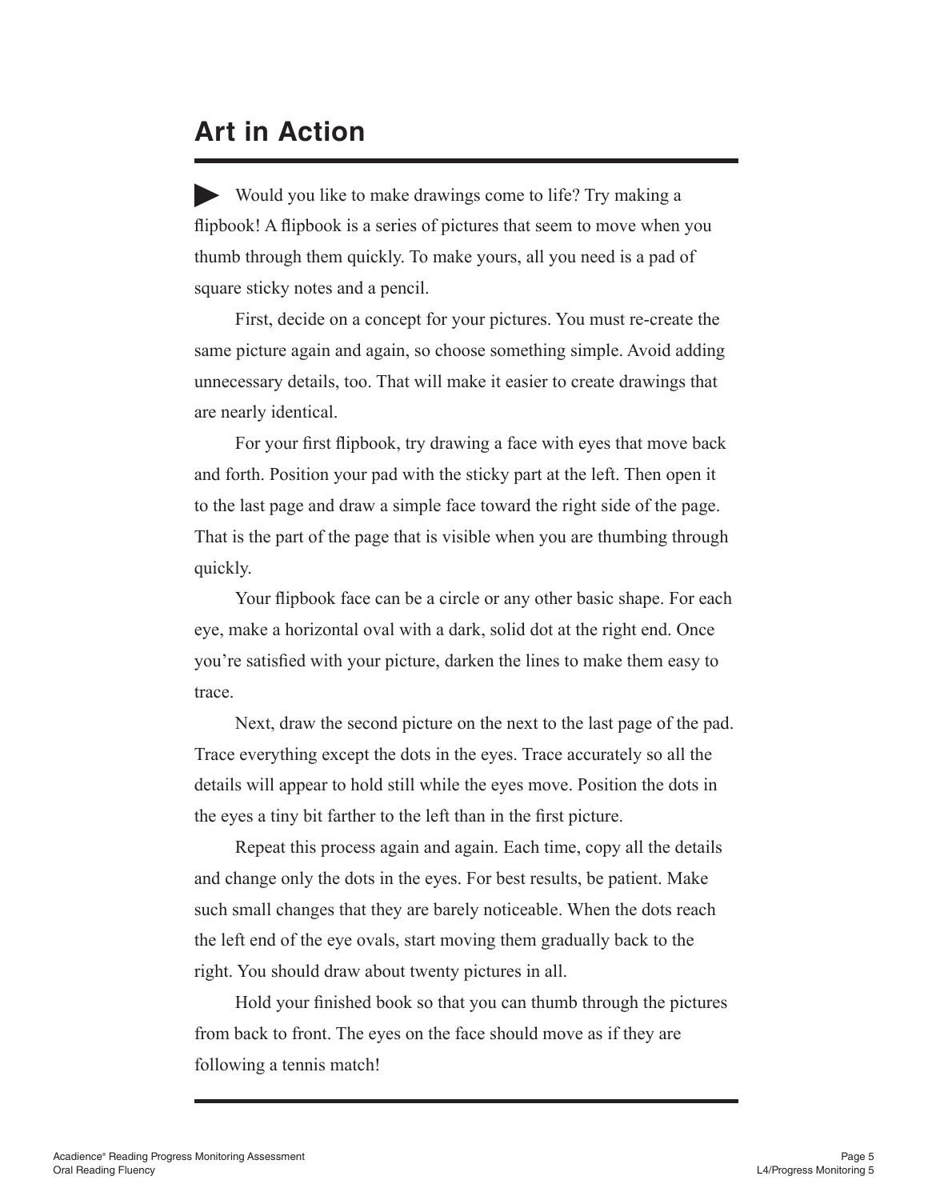# Art in Action

Would you like to make drawings come to life? Try making a flipbook! A flipbook is a series of pictures that seem to move when you thumb through them quickly. To make yours, all you need is a pad of square sticky notes and a pencil.

First, decide on a concept for your pictures. You must re-create the same picture again and again, so choose something simple. Avoid adding unnecessary details, too. That will make it easier to create drawings that are nearly identical.

For your first flipbook, try drawing a face with eyes that move back and forth. Position your pad with the sticky part at the left. Then open it to the last page and draw a simple face toward the right side of the page. That is the part of the page that is visible when you are thumbing through quickly.

Your flipbook face can be a circle or any other basic shape. For each eye, make a horizontal oval with a dark, solid dot at the right end. Once you're satisfied with your picture, darken the lines to make them easy to trace.

Next, draw the second picture on the next to the last page of the pad. Trace everything except the dots in the eyes. Trace accurately so all the details will appear to hold still while the eyes move. Position the dots in the eyes a tiny bit farther to the left than in the first picture.

Repeat this process again and again. Each time, copy all the details and change only the dots in the eyes. For best results, be patient. Make such small changes that they are barely noticeable. When the dots reach the left end of the eye ovals, start moving them gradually back to the right. You should draw about twenty pictures in all.

Hold your finished book so that you can thumb through the pictures from back to front. The eyes on the face should move as if they are following a tennis match!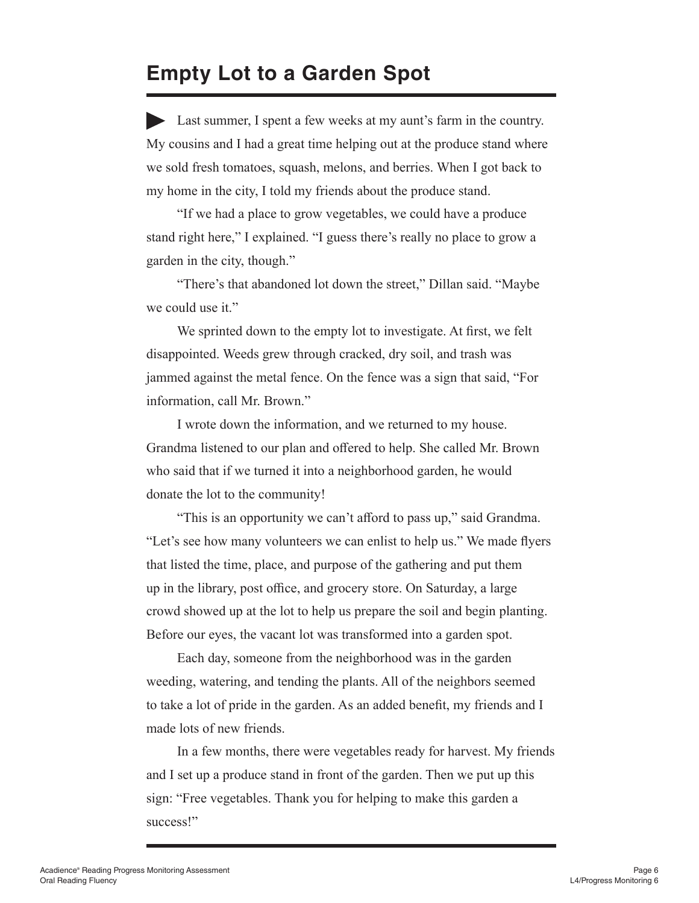# Empty Lot to a Garden Spot

Last summer, I spent a few weeks at my aunt's farm in the country. My cousins and I had a great time helping out at the produce stand where we sold fresh tomatoes, squash, melons, and berries. When I got back to my home in the city, I told my friends about the produce stand.

"If we had a place to grow vegetables, we could have a produce stand right here," I explained. "I guess there's really no place to grow a garden in the city, though."

"There's that abandoned lot down the street," Dillan said. "Maybe we could use it."

We sprinted down to the empty lot to investigate. At first, we felt disappointed. Weeds grew through cracked, dry soil, and trash was jammed against the metal fence. On the fence was a sign that said, "For information, call Mr. Brown."

I wrote down the information, and we returned to my house. Grandma listened to our plan and offered to help. She called Mr. Brown who said that if we turned it into a neighborhood garden, he would donate the lot to the community!

"This is an opportunity we can't afford to pass up," said Grandma. "Let's see how many volunteers we can enlist to help us." We made flyers that listed the time, place, and purpose of the gathering and put them up in the library, post office, and grocery store. On Saturday, a large crowd showed up at the lot to help us prepare the soil and begin planting. Before our eyes, the vacant lot was transformed into a garden spot.

Each day, someone from the neighborhood was in the garden weeding, watering, and tending the plants. All of the neighbors seemed to take a lot of pride in the garden. As an added benefit, my friends and I made lots of new friends.

In a few months, there were vegetables ready for harvest. My friends and I set up a produce stand in front of the garden. Then we put up this sign: "Free vegetables. Thank you for helping to make this garden a success!"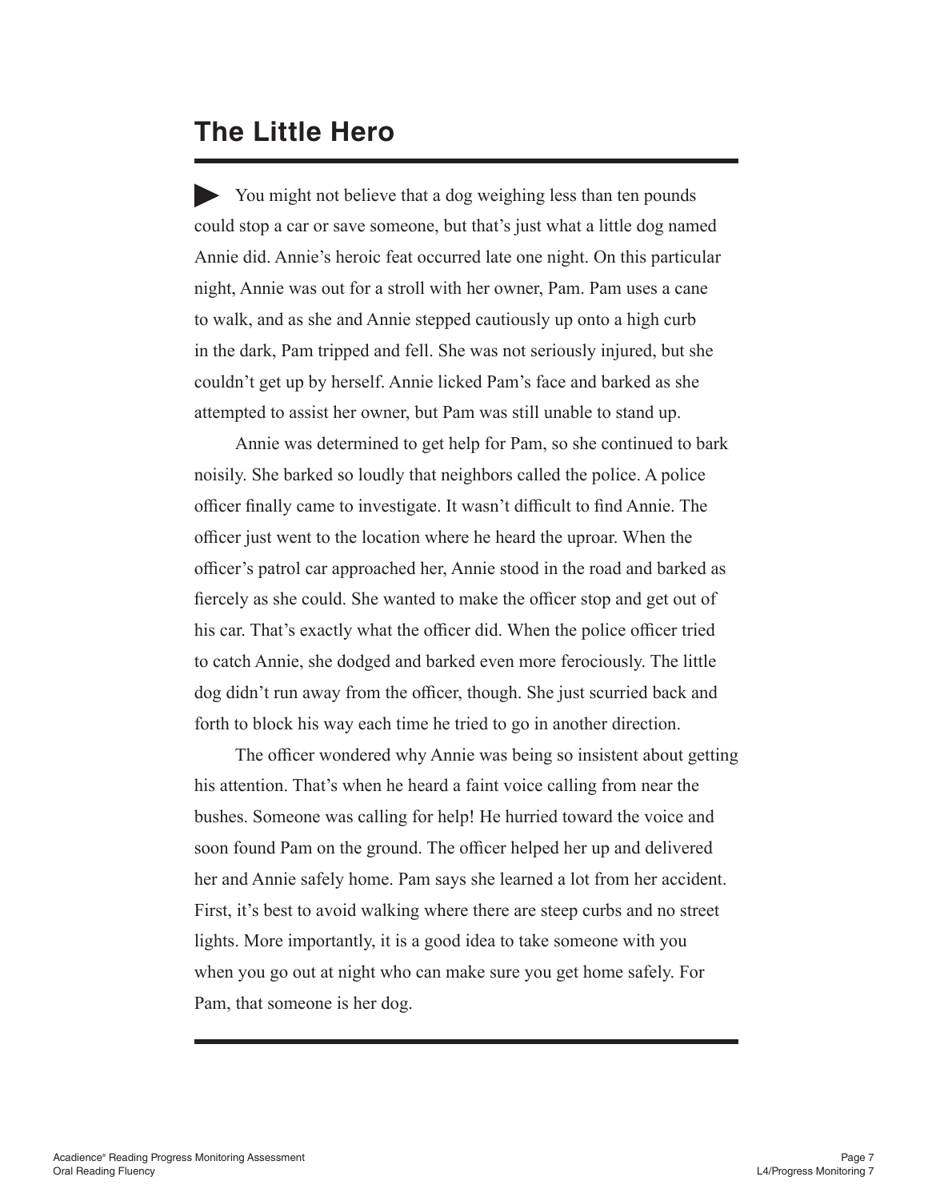# The Little Hero

You might not believe that a dog weighing less than ten pounds could stop a car or save someone, but that's just what a little dog named Annie did. Annie's heroic feat occurred late one night. On this particular night, Annie was out for a stroll with her owner, Pam. Pam uses a cane to walk, and as she and Annie stepped cautiously up onto a high curb in the dark, Pam tripped and fell. She was not seriously injured, but she couldn't get up by herself. Annie licked Pam's face and barked as she attempted to assist her owner, but Pam was still unable to stand up.

Annie was determined to get help for Pam, so she continued to bark noisily. She barked so loudly that neighbors called the police. A police officer finally came to investigate. It wasn't difficult to find Annie. The officer just went to the location where he heard the uproar. When the officer's patrol car approached her, Annie stood in the road and barked as fiercely as she could. She wanted to make the officer stop and get out of his car. That's exactly what the officer did. When the police officer tried to catch Annie, she dodged and barked even more ferociously. The little dog didn't run away from the officer, though. She just scurried back and forth to block his way each time he tried to go in another direction.

The officer wondered why Annie was being so insistent about getting his attention. That's when he heard a faint voice calling from near the bushes. Someone was calling for help! He hurried toward the voice and soon found Pam on the ground. The officer helped her up and delivered her and Annie safely home. Pam says she learned a lot from her accident. First, it's best to avoid walking where there are steep curbs and no street lights. More importantly, it is a good idea to take someone with you when you go out at night who can make sure you get home safely. For Pam, that someone is her dog.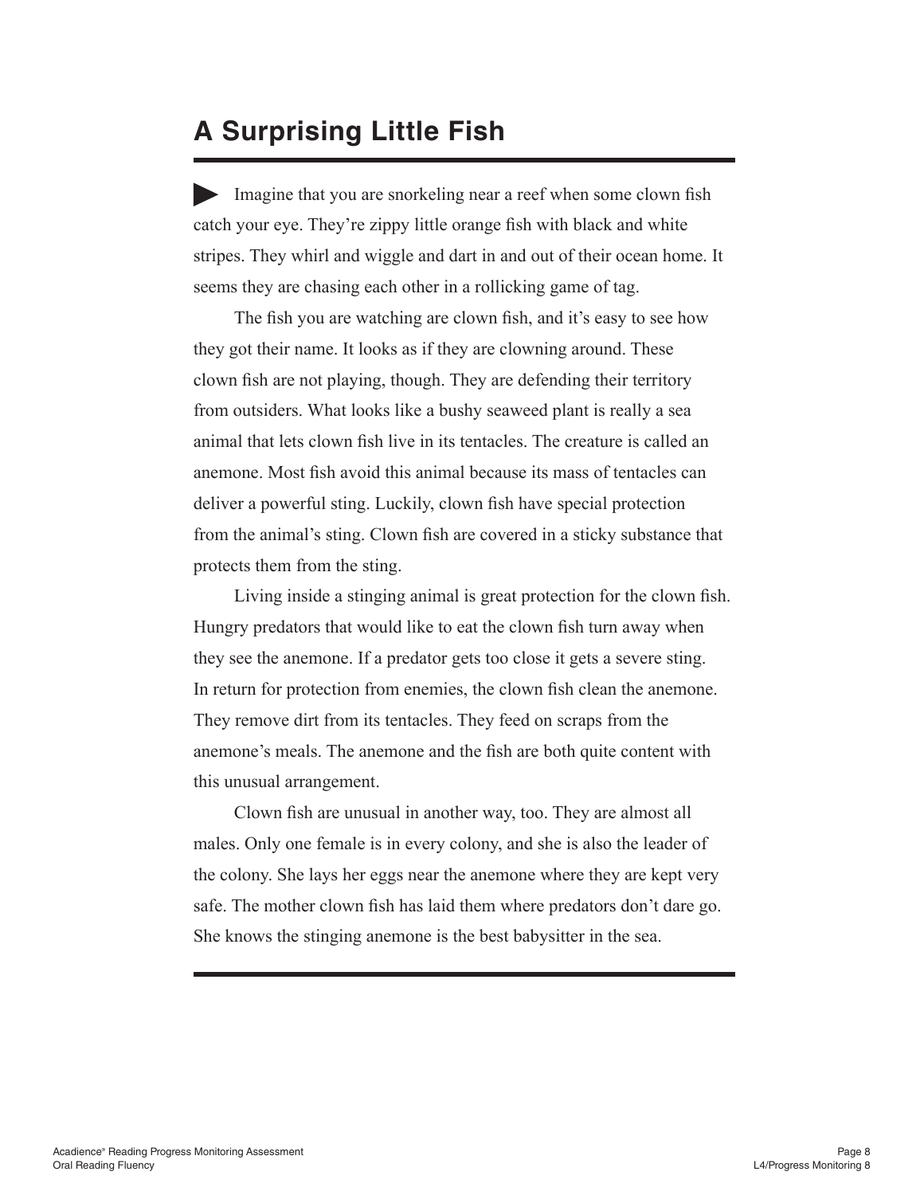# A Surprising Little Fish

Imagine that you are snorkeling near a reef when some clown fish catch your eye. They're zippy little orange fish with black and white stripes. They whirl and wiggle and dart in and out of their ocean home. It seems they are chasing each other in a rollicking game of tag.

The fish you are watching are clown fish, and it's easy to see how they got their name. It looks as if they are clowning around. These clown fish are not playing, though. They are defending their territory from outsiders. What looks like a bushy seaweed plant is really a sea animal that lets clown fish live in its tentacles. The creature is called an anemone. Most fish avoid this animal because its mass of tentacles can deliver a powerful sting. Luckily, clown fish have special protection from the animal's sting. Clown fish are covered in a sticky substance that protects them from the sting.

Living inside a stinging animal is great protection for the clown fish. Hungry predators that would like to eat the clown fish turn away when they see the anemone. If a predator gets too close it gets a severe sting. In return for protection from enemies, the clown fish clean the anemone. They remove dirt from its tentacles. They feed on scraps from the anemone's meals. The anemone and the fish are both quite content with this unusual arrangement.

Clown fish are unusual in another way, too. They are almost all males. Only one female is in every colony, and she is also the leader of the colony. She lays her eggs near the anemone where they are kept very safe. The mother clown fish has laid them where predators don't dare go. She knows the stinging anemone is the best babysitter in the sea.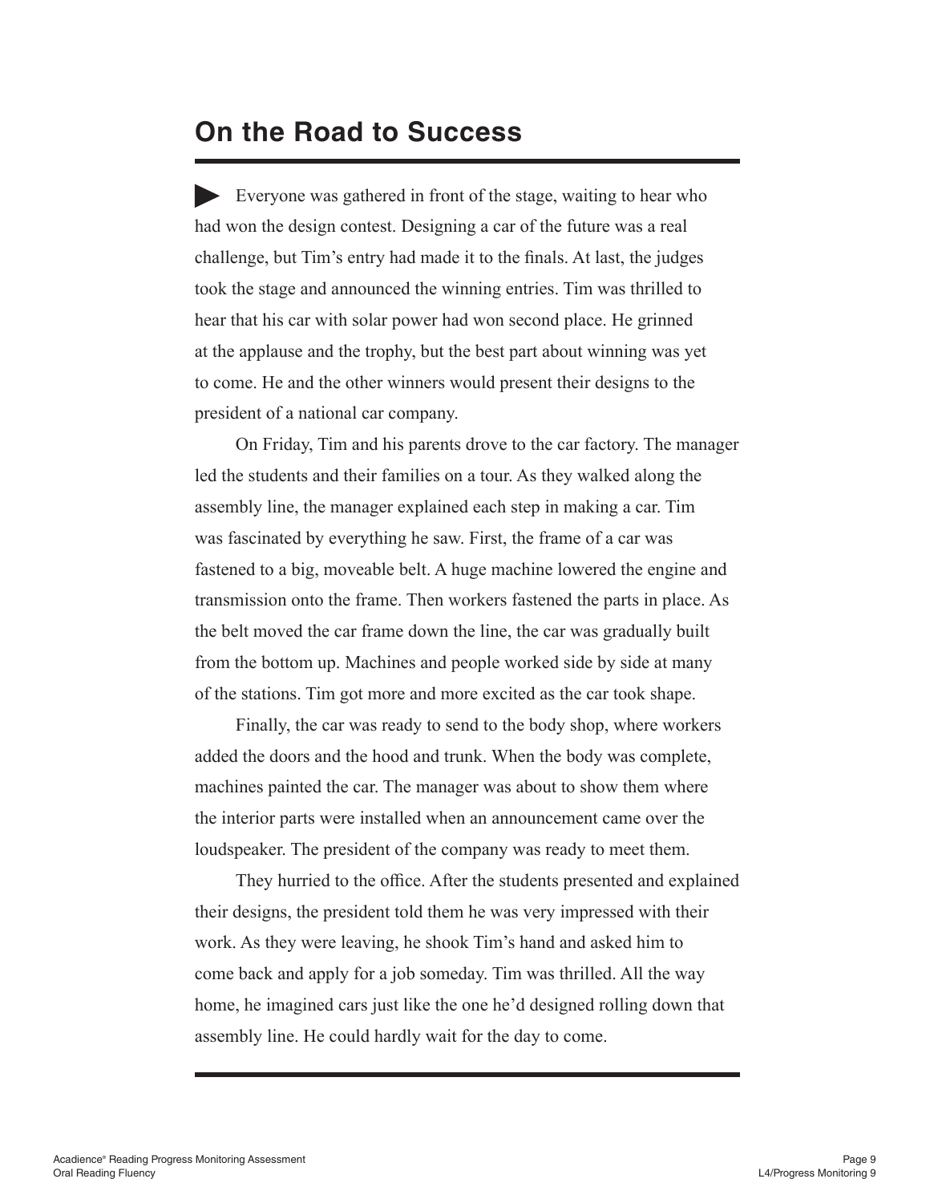# On the Road to Success

Everyone was gathered in front of the stage, waiting to hear who had won the design contest. Designing a car of the future was a real challenge, but Tim's entry had made it to the finals. At last, the judges took the stage and announced the winning entries. Tim was thrilled to hear that his car with solar power had won second place. He grinned at the applause and the trophy, but the best part about winning was yet to come. He and the other winners would present their designs to the president of a national car company.

On Friday, Tim and his parents drove to the car factory. The manager led the students and their families on a tour. As they walked along the assembly line, the manager explained each step in making a car. Tim was fascinated by everything he saw. First, the frame of a car was fastened to a big, moveable belt. A huge machine lowered the engine and transmission onto the frame. Then workers fastened the parts in place. As the belt moved the car frame down the line, the car was gradually built from the bottom up. Machines and people worked side by side at many of the stations. Tim got more and more excited as the car took shape.

Finally, the car was ready to send to the body shop, where workers added the doors and the hood and trunk. When the body was complete, machines painted the car. The manager was about to show them where the interior parts were installed when an announcement came over the loudspeaker. The president of the company was ready to meet them.

They hurried to the office. After the students presented and explained their designs, the president told them he was very impressed with their work. As they were leaving, he shook Tim's hand and asked him to come back and apply for a job someday. Tim was thrilled. All the way home, he imagined cars just like the one he'd designed rolling down that assembly line. He could hardly wait for the day to come.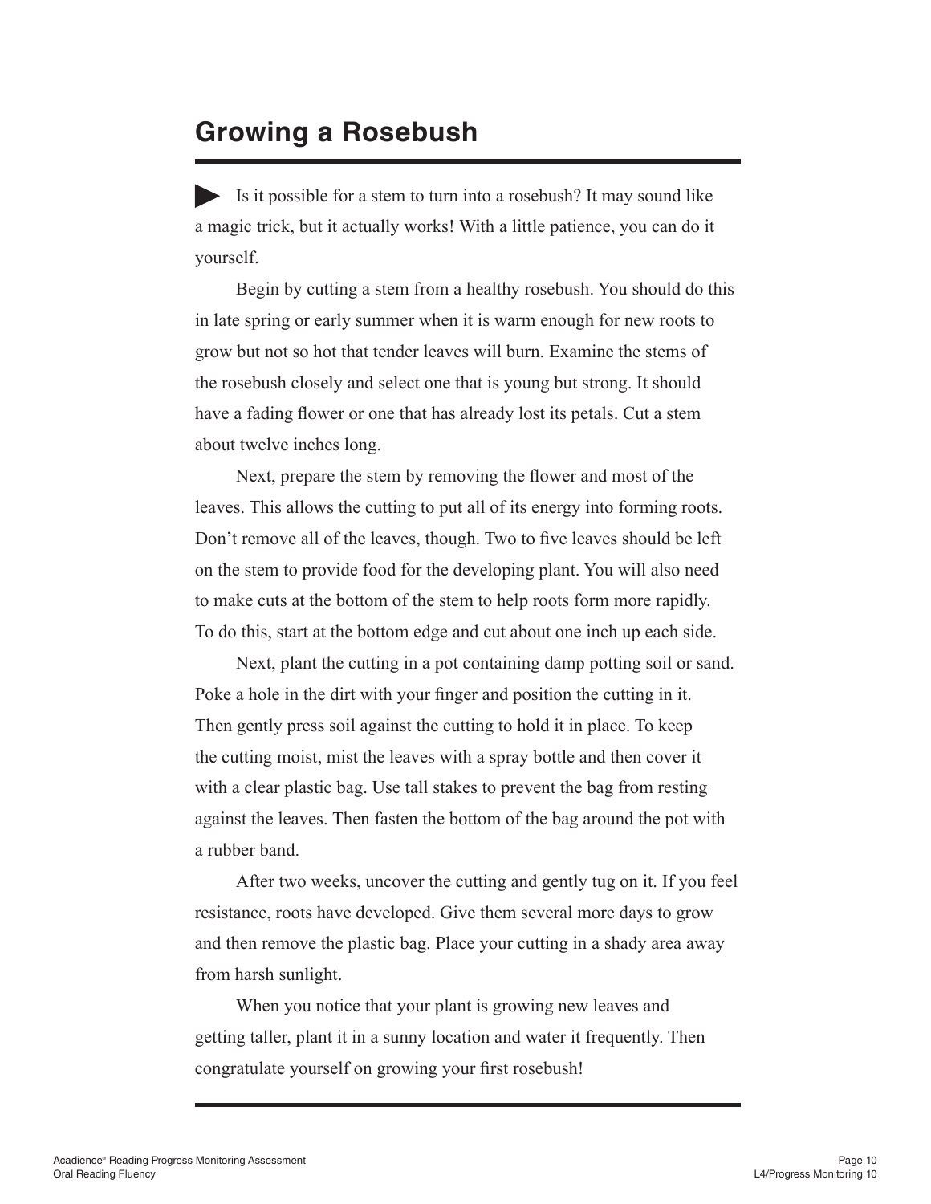## Growing a Rosebush

▶ Is it possible for a stem to turn into a rosebush? It may sound like a magic trick, but it actually works! With a little patience, you can do it yourself.

Begin by cutting a stem from a healthy rosebush. You should do this in late spring or early summer when it is warm enough for new roots to grow but not so hot that tender leaves will burn. Examine the stems of the rosebush closely and select one that is young but strong. It should have a fading flower or one that has already lost its petals. Cut a stem about twelve inches long.

Next, prepare the stem by removing the flower and most of the leaves. This allows the cutting to put all of its energy into forming roots. Don't remove all of the leaves, though. Two to five leaves should be left on the stem to provide food for the developing plant. You will also need to make cuts at the bottom of the stem to help roots form more rapidly. To do this, start at the bottom edge and cut about one inch up each side.

Next, plant the cutting in a pot containing damp potting soil or sand. Poke a hole in the dirt with your finger and position the cutting in it. Then gently press soil against the cutting to hold it in place. To keep the cutting moist, mist the leaves with a spray bottle and then cover it with a clear plastic bag. Use tall stakes to prevent the bag from resting against the leaves. Then fasten the bottom of the bag around the pot with a rubber band.

After two weeks, uncover the cutting and gently tug on it. If you feel resistance, roots have developed. Give them several more days to grow and then remove the plastic bag. Place your cutting in a shady area away from harsh sunlight.

When you notice that your plant is growing new leaves and getting taller, plant it in a sunny location and water it frequently. Then congratulate yourself on growing your first rosebush!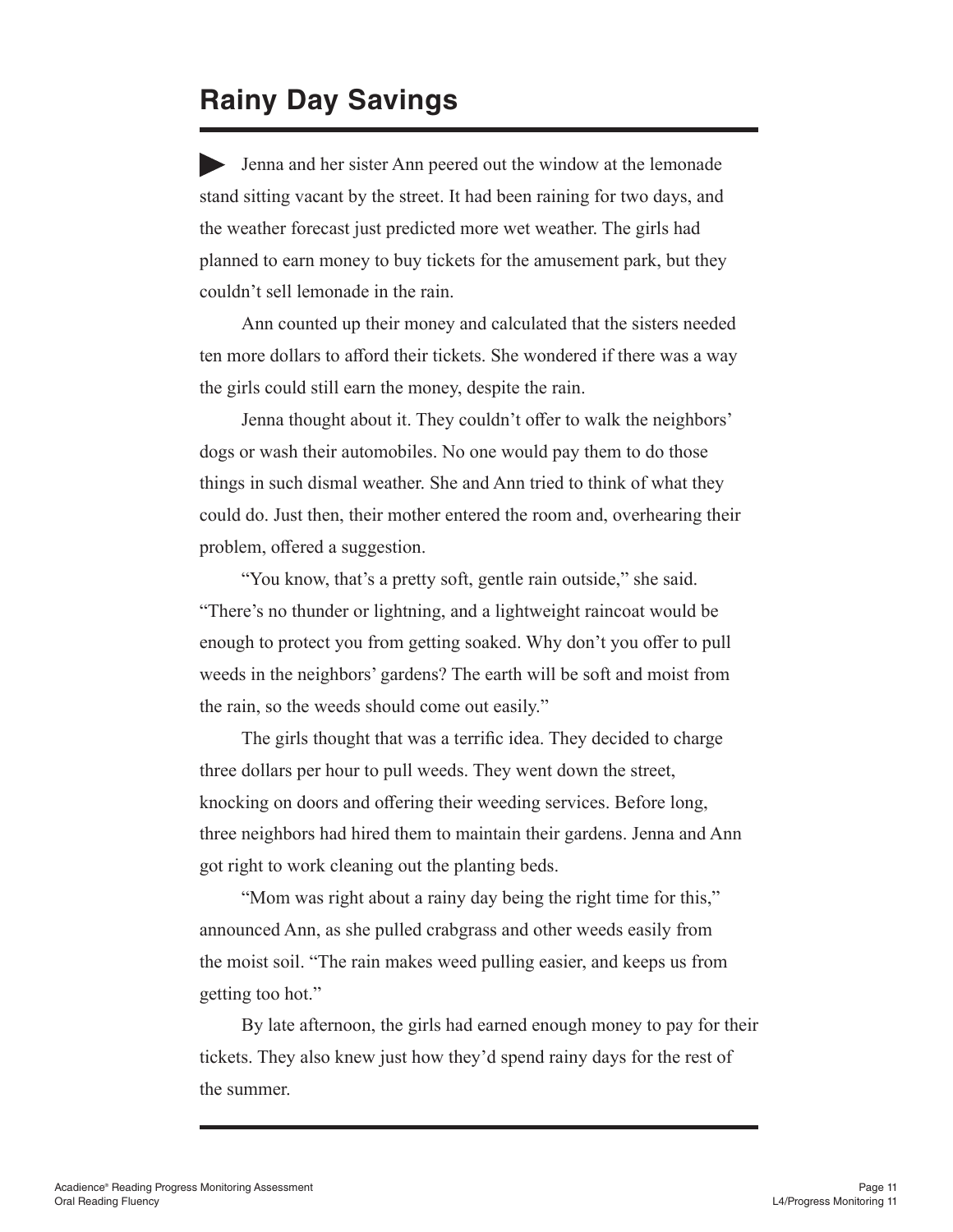# Rainy Day Savings

▶ Jenna and her sister Ann peered out the window at the lemonade stand sitting vacant by the street. It had been raining for two days, and the weather forecast just predicted more wet weather. The girls had planned to earn money to buy tickets for the amusement park, but they couldn't sell lemonade in the rain.

Ann counted up their money and calculated that the sisters needed ten more dollars to afford their tickets. She wondered if there was a way the girls could still earn the money, despite the rain.

Jenna thought about it. They couldn't offer to walk the neighbors' dogs or wash their automobiles. No one would pay them to do those things in such dismal weather. She and Ann tried to think of what they could do. Just then, their mother entered the room and, overhearing their problem, offered a suggestion.

"You know, that's a pretty soft, gentle rain outside," she said. "There's no thunder or lightning, and a lightweight raincoat would be enough to protect you from getting soaked. Why don't you offer to pull weeds in the neighbors' gardens? The earth will be soft and moist from the rain, so the weeds should come out easily."

The girls thought that was a terrific idea. They decided to charge three dollars per hour to pull weeds. They went down the street, knocking on doors and offering their weeding services. Before long, three neighbors had hired them to maintain their gardens. Jenna and Ann got right to work cleaning out the planting beds.

"Mom was right about a rainy day being the right time for this," announced Ann, as she pulled crabgrass and other weeds easily from the moist soil. "The rain makes weed pulling easier, and keeps us from getting too hot."

By late afternoon, the girls had earned enough money to pay for their tickets. They also knew just how they'd spend rainy days for the rest of the summer.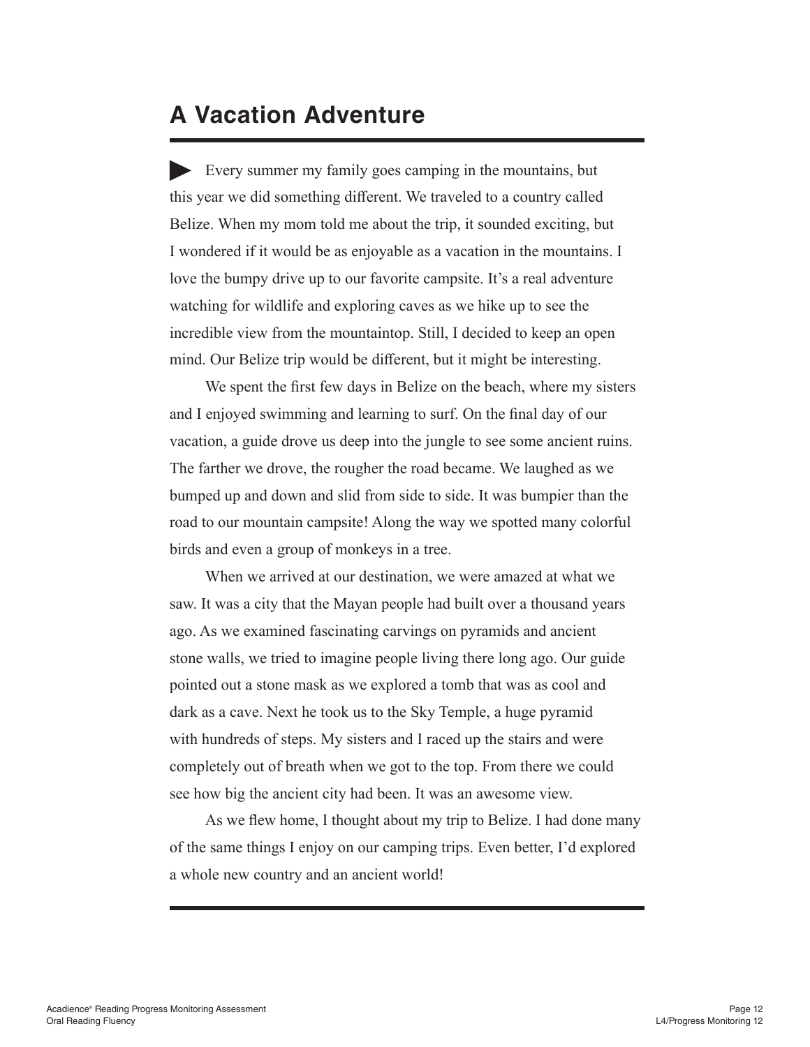# A Vacation Adventure

Every summer my family goes camping in the mountains, but this year we did something different. We traveled to a country called Belize. When my mom told me about the trip, it sounded exciting, but I wondered if it would be as enjoyable as a vacation in the mountains. I love the bumpy drive up to our favorite campsite. It's a real adventure watching for wildlife and exploring caves as we hike up to see the incredible view from the mountaintop. Still, I decided to keep an open mind. Our Belize trip would be different, but it might be interesting.

We spent the first few days in Belize on the beach, where my sisters and I enjoyed swimming and learning to surf. On the final day of our vacation, a guide drove us deep into the jungle to see some ancient ruins. The farther we drove, the rougher the road became. We laughed as we bumped up and down and slid from side to side. It was bumpier than the road to our mountain campsite! Along the way we spotted many colorful birds and even a group of monkeys in a tree.

When we arrived at our destination, we were amazed at what we saw. It was a city that the Mayan people had built over a thousand years ago. As we examined fascinating carvings on pyramids and ancient stone walls, we tried to imagine people living there long ago. Our guide pointed out a stone mask as we explored a tomb that was as cool and dark as a cave. Next he took us to the Sky Temple, a huge pyramid with hundreds of steps. My sisters and I raced up the stairs and were completely out of breath when we got to the top. From there we could see how big the ancient city had been. It was an awesome view.

As we flew home, I thought about my trip to Belize. I had done many of the same things I enjoy on our camping trips. Even better, I'd explored a whole new country and an ancient world!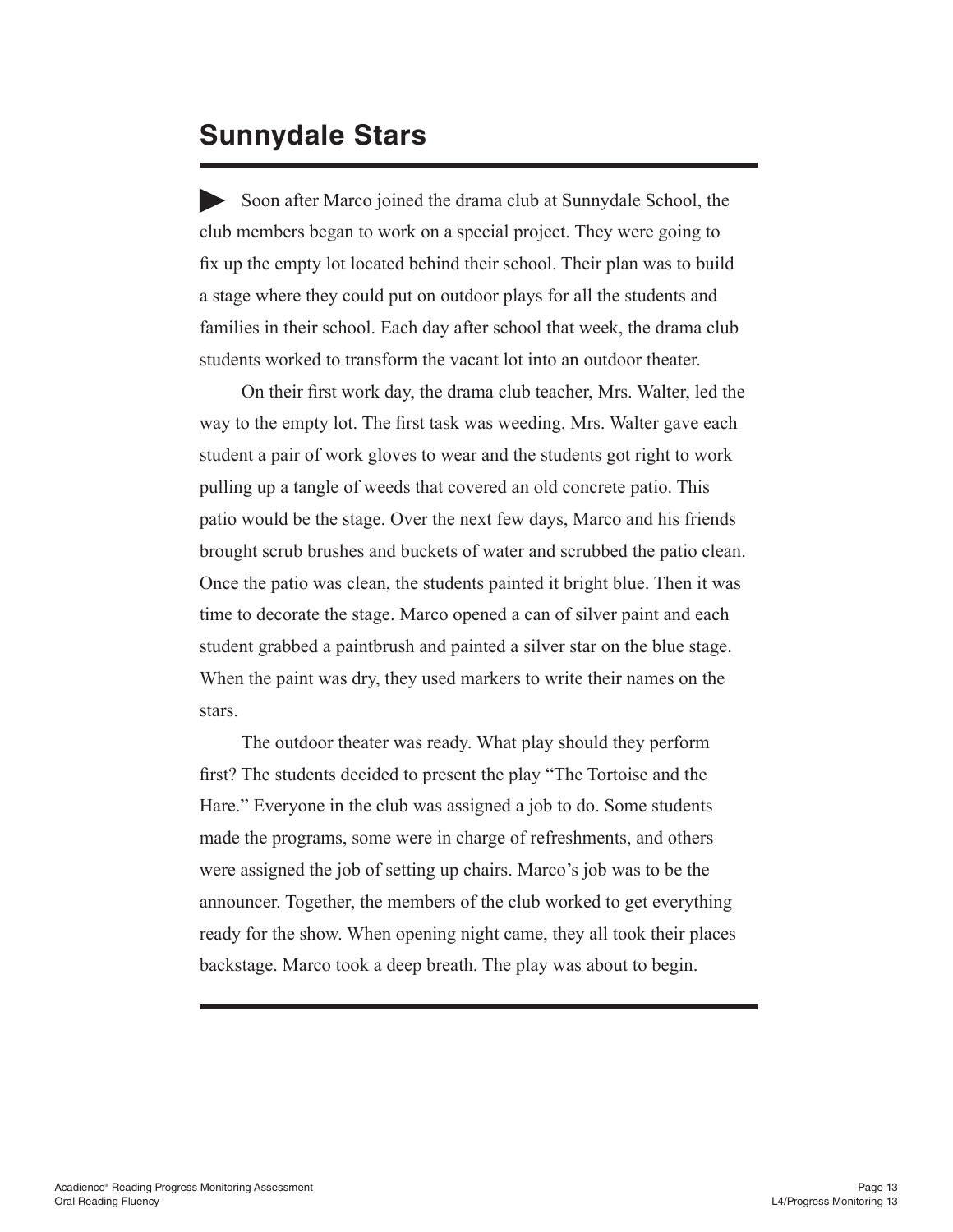# Sunnydale Stars

▶ Soon after Marco joined the drama club at Sunnydale School, the club members began to work on a special project. They were going to fix up the empty lot located behind their school. Their plan was to build a stage where they could put on outdoor plays for all the students and families in their school. Each day after school that week, the drama club students worked to transform the vacant lot into an outdoor theater.

On their first work day, the drama club teacher, Mrs. Walter, led the way to the empty lot. The first task was weeding. Mrs. Walter gave each student a pair of work gloves to wear and the students got right to work pulling up a tangle of weeds that covered an old concrete patio. This patio would be the stage. Over the next few days, Marco and his friends brought scrub brushes and buckets of water and scrubbed the patio clean. Once the patio was clean, the students painted it bright blue. Then it was time to decorate the stage. Marco opened a can of silver paint and each student grabbed a paintbrush and painted a silver star on the blue stage. When the paint was dry, they used markers to write their names on the stars.

The outdoor theater was ready. What play should they perform first? The students decided to present the play "The Tortoise and the Hare." Everyone in the club was assigned a job to do. Some students made the programs, some were in charge of refreshments, and others were assigned the job of setting up chairs. Marco's job was to be the announcer. Together, the members of the club worked to get everything ready for the show. When opening night came, they all took their places backstage. Marco took a deep breath. The play was about to begin.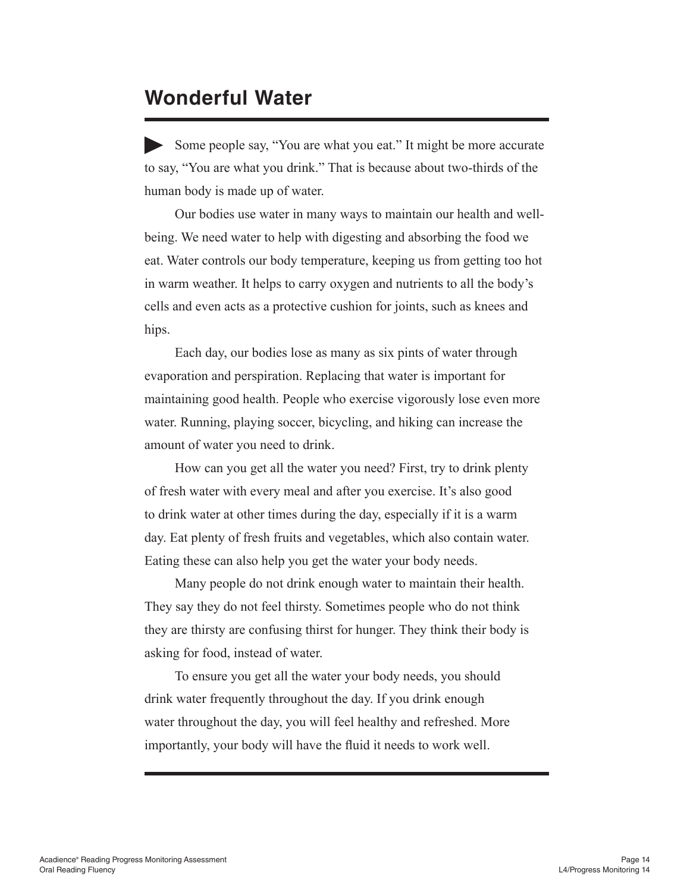# Wonderful Water

Some people say, "You are what you eat." It might be more accurate to say, "You are what you drink." That is because about two-thirds of the human body is made up of water.

Our bodies use water in many ways to maintain our health and well-being. We need water to help with digesting and absorbing the food we eat. Water controls our body temperature, keeping us from getting too hot in warm weather. It helps to carry oxygen and nutrients to all the body's cells and even acts as a protective cushion for joints, such as knees and hips.

Each day, our bodies lose as many as six pints of water through evaporation and perspiration. Replacing that water is important for maintaining good health. People who exercise vigorously lose even more water. Running, playing soccer, bicycling, and hiking can increase the amount of water you need to drink.

How can you get all the water you need? First, try to drink plenty of fresh water with every meal and after you exercise. It's also good to drink water at other times during the day, especially if it is a warm day. Eat plenty of fresh fruits and vegetables, which also contain water. Eating these can also help you get the water your body needs.

Many people do not drink enough water to maintain their health. They say they do not feel thirsty. Sometimes people who do not think they are thirsty are confusing thirst for hunger. They think their body is asking for food, instead of water.

To ensure you get all the water your body needs, you should drink water frequently throughout the day. If you drink enough water throughout the day, you will feel healthy and refreshed. More importantly, your body will have the fluid it needs to work well.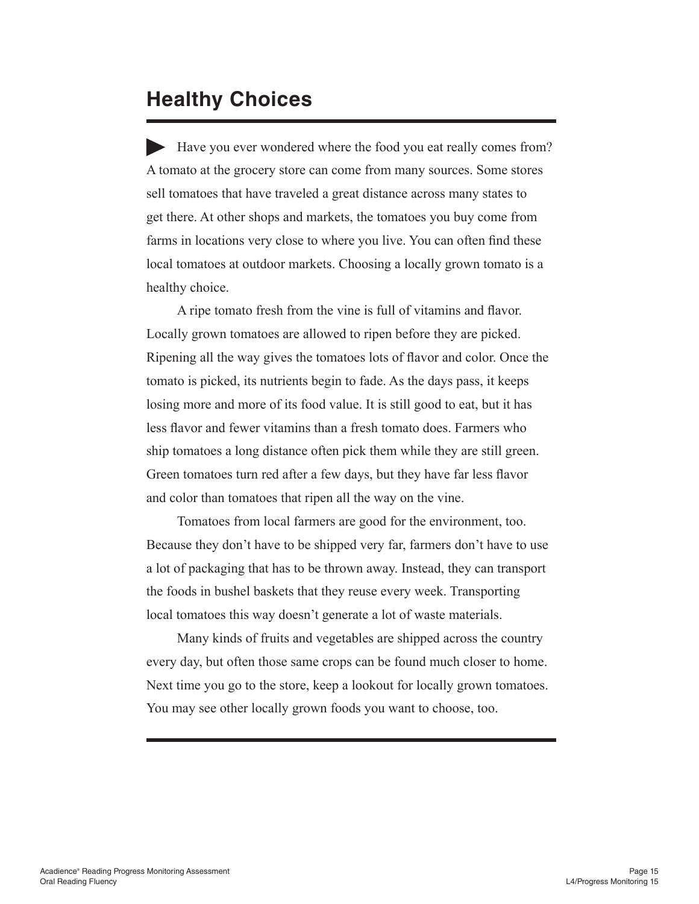# Healthy Choices

Have you ever wondered where the food you eat really comes from? A tomato at the grocery store can come from many sources. Some stores sell tomatoes that have traveled a great distance across many states to get there. At other shops and markets, the tomatoes you buy come from farms in locations very close to where you live. You can often find these local tomatoes at outdoor markets. Choosing a locally grown tomato is a healthy choice.

A ripe tomato fresh from the vine is full of vitamins and flavor. Locally grown tomatoes are allowed to ripen before they are picked. Ripening all the way gives the tomatoes lots of flavor and color. Once the tomato is picked, its nutrients begin to fade. As the days pass, it keeps losing more and more of its food value. It is still good to eat, but it has less flavor and fewer vitamins than a fresh tomato does. Farmers who ship tomatoes a long distance often pick them while they are still green. Green tomatoes turn red after a few days, but they have far less flavor and color than tomatoes that ripen all the way on the vine.

Tomatoes from local farmers are good for the environment, too. Because they don't have to be shipped very far, farmers don't have to use a lot of packaging that has to be thrown away. Instead, they can transport the foods in bushel baskets that they reuse every week. Transporting local tomatoes this way doesn't generate a lot of waste materials.

Many kinds of fruits and vegetables are shipped across the country every day, but often those same crops can be found much closer to home. Next time you go to the store, keep a lookout for locally grown tomatoes. You may see other locally grown foods you want to choose, too.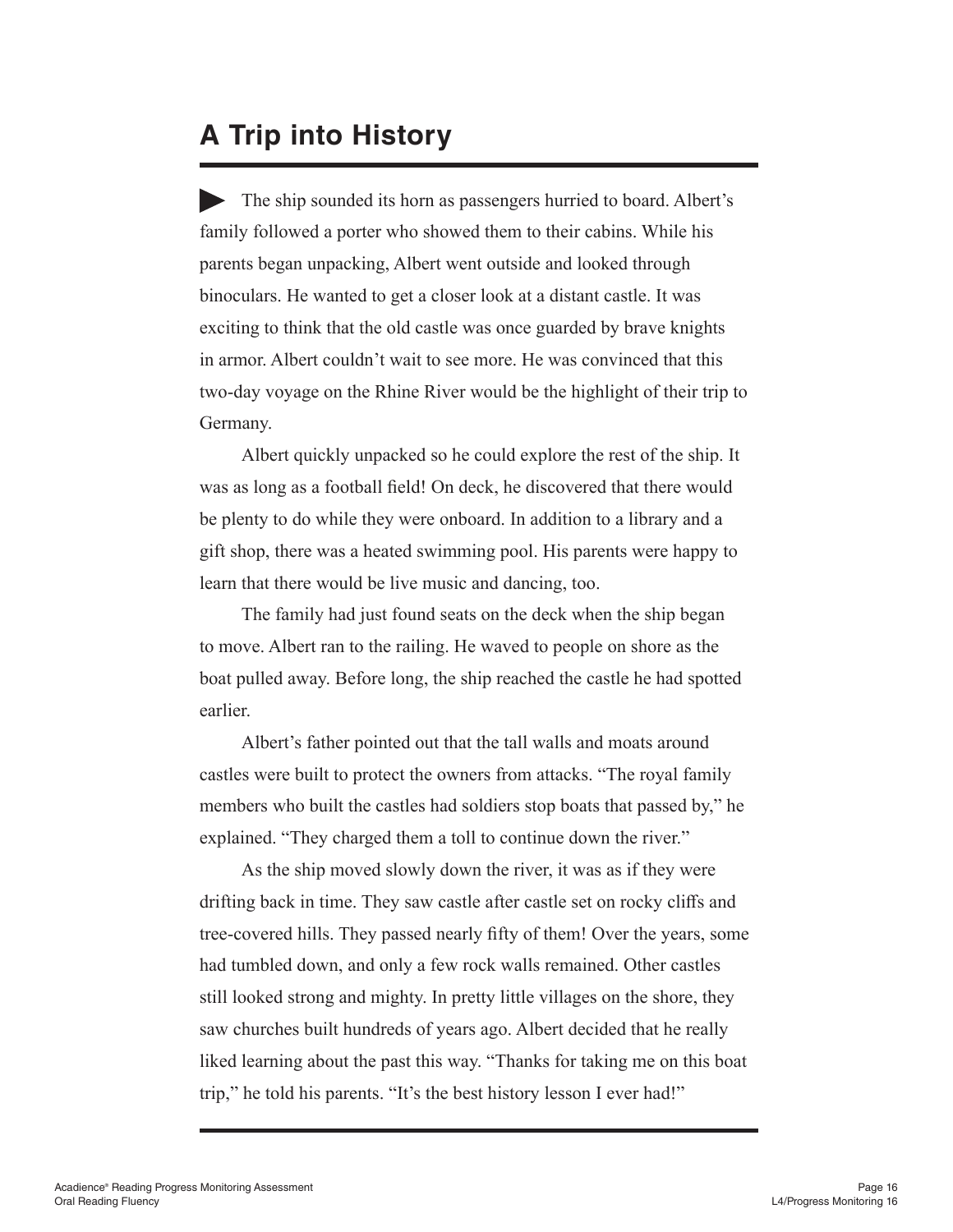# A Trip into History

The ship sounded its horn as passengers hurried to board. Albert's family followed a porter who showed them to their cabins. While his parents began unpacking, Albert went outside and looked through binoculars. He wanted to get a closer look at a distant castle. It was exciting to think that the old castle was once guarded by brave knights in armor. Albert couldn't wait to see more. He was convinced that this two-day voyage on the Rhine River would be the highlight of their trip to Germany.

Albert quickly unpacked so he could explore the rest of the ship. It was as long as a football field! On deck, he discovered that there would be plenty to do while they were onboard. In addition to a library and a gift shop, there was a heated swimming pool. His parents were happy to learn that there would be live music and dancing, too.

The family had just found seats on the deck when the ship began to move. Albert ran to the railing. He waved to people on shore as the boat pulled away. Before long, the ship reached the castle he had spotted earlier.

Albert's father pointed out that the tall walls and moats around castles were built to protect the owners from attacks. "The royal family members who built the castles had soldiers stop boats that passed by," he explained. "They charged them a toll to continue down the river."

As the ship moved slowly down the river, it was as if they were drifting back in time. They saw castle after castle set on rocky cliffs and tree-covered hills. They passed nearly fifty of them! Over the years, some had tumbled down, and only a few rock walls remained. Other castles still looked strong and mighty. In pretty little villages on the shore, they saw churches built hundreds of years ago. Albert decided that he really liked learning about the past this way. "Thanks for taking me on this boat trip," he told his parents. "It's the best history lesson I ever had!"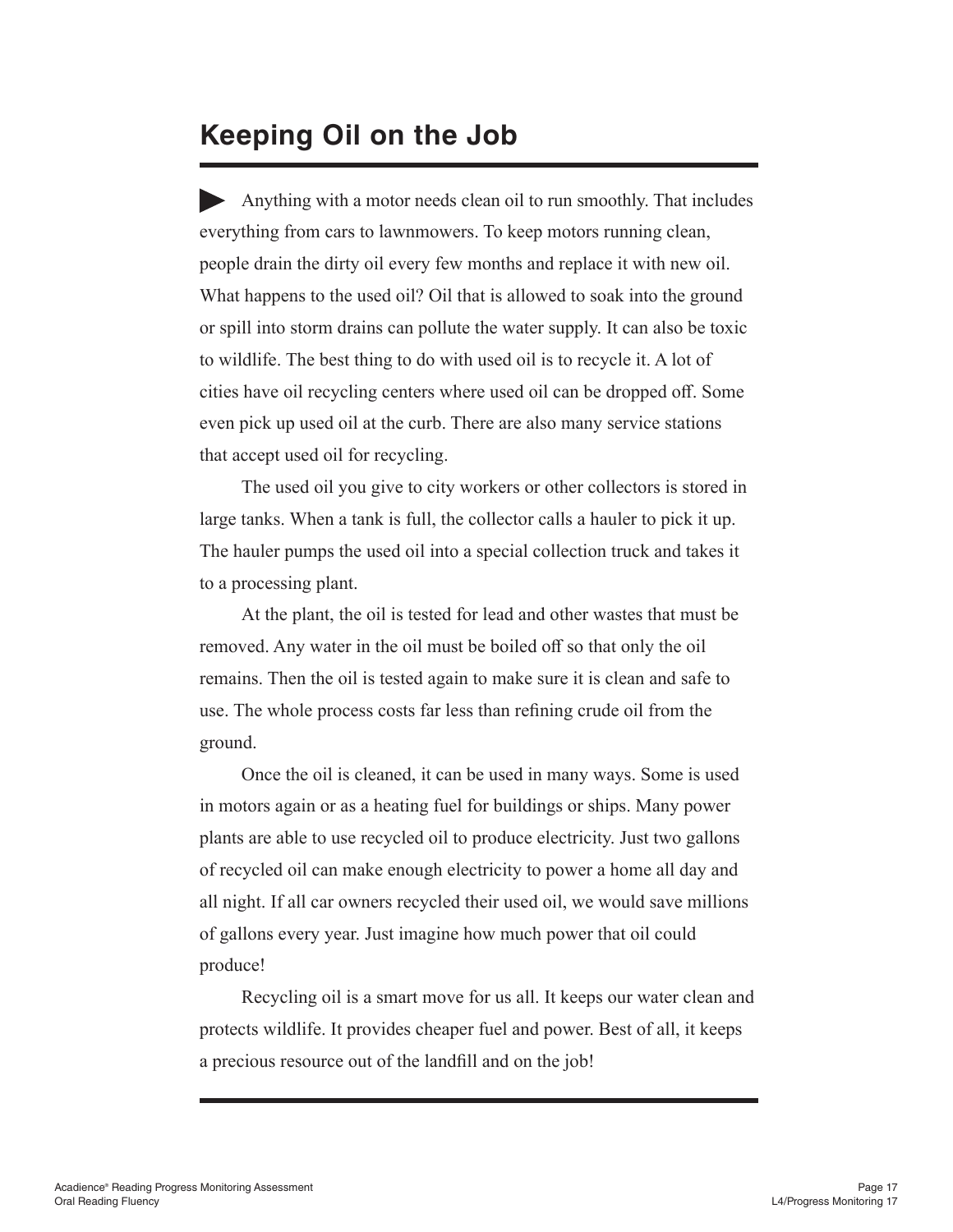# Keeping Oil on the Job

Anything with a motor needs clean oil to run smoothly. That includes everything from cars to lawnmowers. To keep motors running clean, people drain the dirty oil every few months and replace it with new oil. What happens to the used oil? Oil that is allowed to soak into the ground or spill into storm drains can pollute the water supply. It can also be toxic to wildlife. The best thing to do with used oil is to recycle it. A lot of cities have oil recycling centers where used oil can be dropped off. Some even pick up used oil at the curb. There are also many service stations that accept used oil for recycling.

The used oil you give to city workers or other collectors is stored in large tanks. When a tank is full, the collector calls a hauler to pick it up. The hauler pumps the used oil into a special collection truck and takes it to a processing plant.

At the plant, the oil is tested for lead and other wastes that must be removed. Any water in the oil must be boiled off so that only the oil remains. Then the oil is tested again to make sure it is clean and safe to use. The whole process costs far less than refining crude oil from the ground.

Once the oil is cleaned, it can be used in many ways. Some is used in motors again or as a heating fuel for buildings or ships. Many power plants are able to use recycled oil to produce electricity. Just two gallons of recycled oil can make enough electricity to power a home all day and all night. If all car owners recycled their used oil, we would save millions of gallons every year. Just imagine how much power that oil could produce!

Recycling oil is a smart move for us all. It keeps our water clean and protects wildlife. It provides cheaper fuel and power. Best of all, it keeps a precious resource out of the landfill and on the job!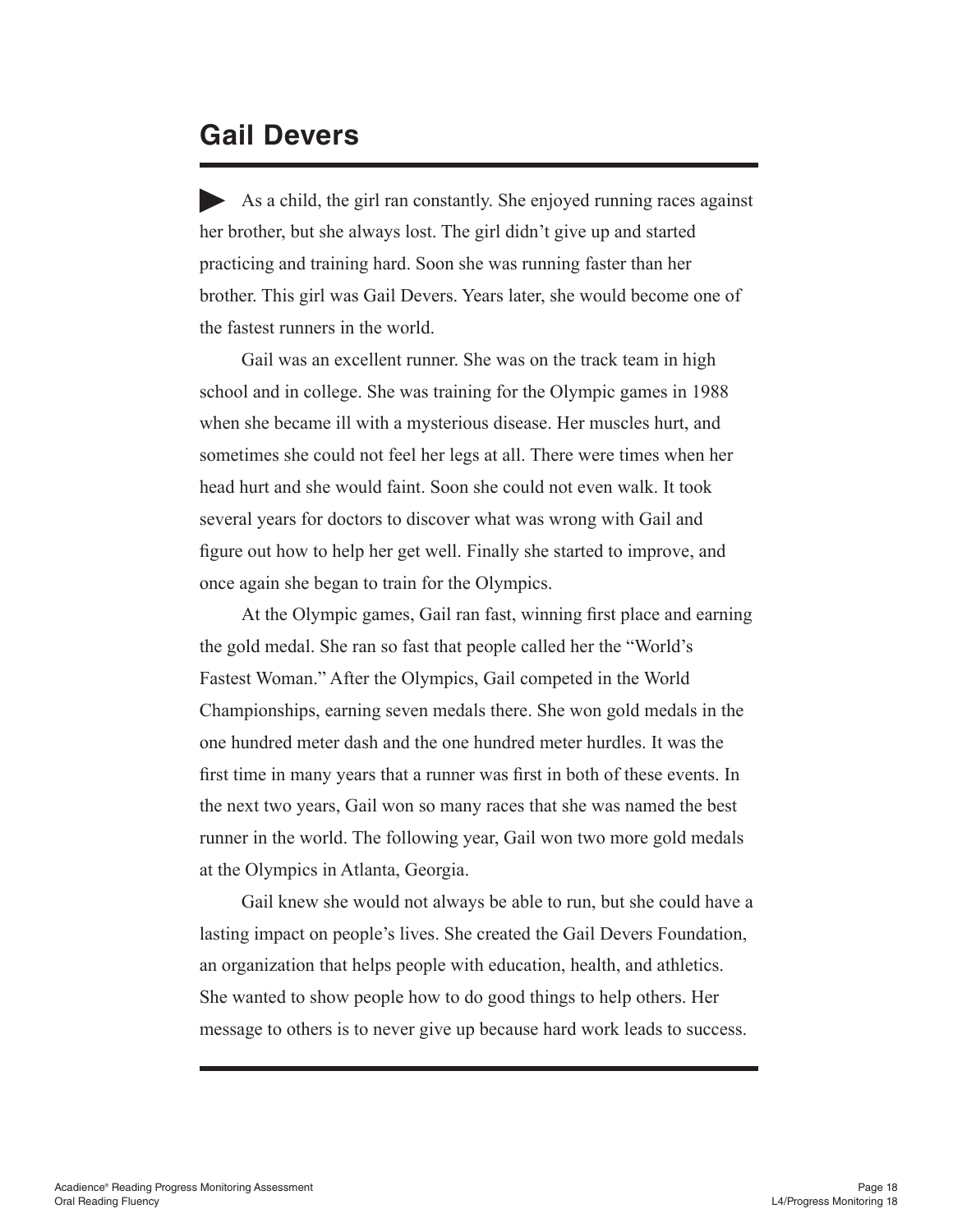# Gail Devers

▶ As a child, the girl ran constantly. She enjoyed running races against her brother, but she always lost. The girl didn't give up and started practicing and training hard. Soon she was running faster than her brother. This girl was Gail Devers. Years later, she would become one of the fastest runners in the world.

Gail was an excellent runner. She was on the track team in high school and in college. She was training for the Olympic games in 1988 when she became ill with a mysterious disease. Her muscles hurt, and sometimes she could not feel her legs at all. There were times when her head hurt and she would faint. Soon she could not even walk. It took several years for doctors to discover what was wrong with Gail and figure out how to help her get well. Finally she started to improve, and once again she began to train for the Olympics.

At the Olympic games, Gail ran fast, winning first place and earning the gold medal. She ran so fast that people called her the "World's Fastest Woman." After the Olympics, Gail competed in the World Championships, earning seven medals there. She won gold medals in the one hundred meter dash and the one hundred meter hurdles. It was the first time in many years that a runner was first in both of these events. In the next two years, Gail won so many races that she was named the best runner in the world. The following year, Gail won two more gold medals at the Olympics in Atlanta, Georgia.

Gail knew she would not always be able to run, but she could have a lasting impact on people's lives. She created the Gail Devers Foundation, an organization that helps people with education, health, and athletics. She wanted to show people how to do good things to help others. Her message to others is to never give up because hard work leads to success.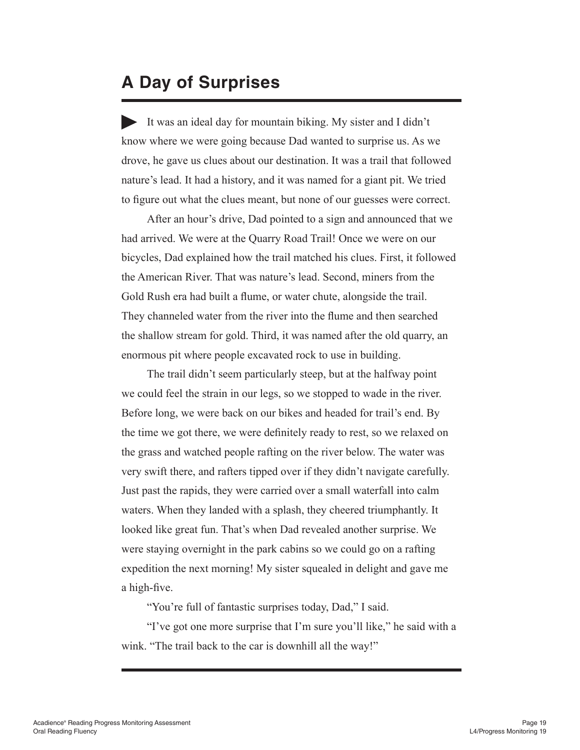# A Day of Surprises

It was an ideal day for mountain biking. My sister and I didn't know where we were going because Dad wanted to surprise us. As we drove, he gave us clues about our destination. It was a trail that followed nature's lead. It had a history, and it was named for a giant pit. We tried to figure out what the clues meant, but none of our guesses were correct.

After an hour's drive, Dad pointed to a sign and announced that we had arrived. We were at the Quarry Road Trail! Once we were on our bicycles, Dad explained how the trail matched his clues. First, it followed the American River. That was nature's lead. Second, miners from the Gold Rush era had built a flume, or water chute, alongside the trail. They channeled water from the river into the flume and then searched the shallow stream for gold. Third, it was named after the old quarry, an enormous pit where people excavated rock to use in building.

The trail didn't seem particularly steep, but at the halfway point we could feel the strain in our legs, so we stopped to wade in the river. Before long, we were back on our bikes and headed for trail's end. By the time we got there, we were definitely ready to rest, so we relaxed on the grass and watched people rafting on the river below. The water was very swift there, and rafters tipped over if they didn't navigate carefully. Just past the rapids, they were carried over a small waterfall into calm waters. When they landed with a splash, they cheered triumphantly. It looked like great fun. That's when Dad revealed another surprise. We were staying overnight in the park cabins so we could go on a rafting expedition the next morning! My sister squealed in delight and gave me a high-five.

"You're full of fantastic surprises today, Dad," I said.

"I've got one more surprise that I'm sure you'll like," he said with a wink. "The trail back to the car is downhill all the way!"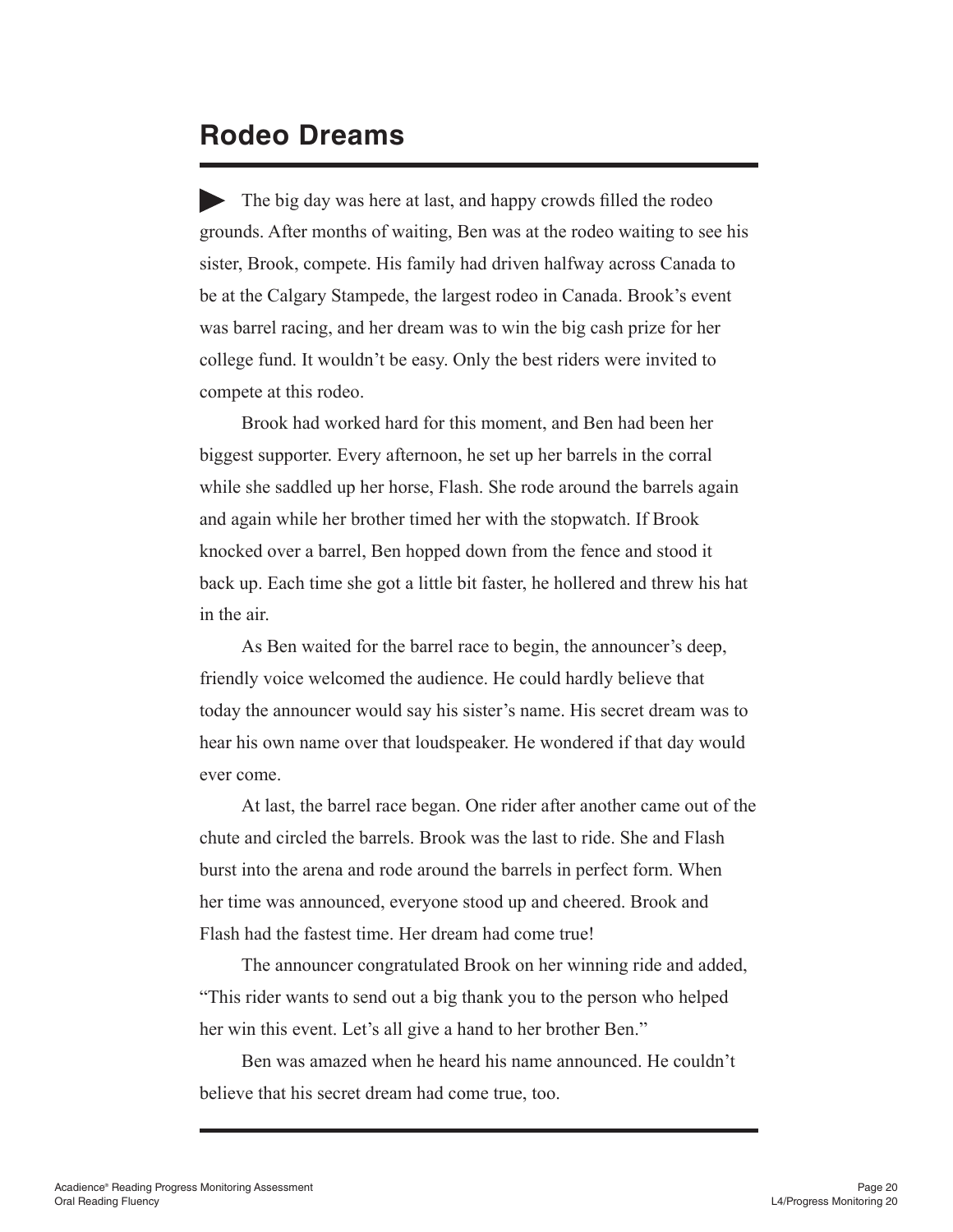# Rodeo Dreams

▶ The big day was here at last, and happy crowds filled the rodeo grounds. After months of waiting, Ben was at the rodeo waiting to see his sister, Brook, compete. His family had driven halfway across Canada to be at the Calgary Stampede, the largest rodeo in Canada. Brook's event was barrel racing, and her dream was to win the big cash prize for her college fund. It wouldn't be easy. Only the best riders were invited to compete at this rodeo.

Brook had worked hard for this moment, and Ben had been her biggest supporter. Every afternoon, he set up her barrels in the corral while she saddled up her horse, Flash. She rode around the barrels again and again while her brother timed her with the stopwatch. If Brook knocked over a barrel, Ben hopped down from the fence and stood it back up. Each time she got a little bit faster, he hollered and threw his hat in the air.

As Ben waited for the barrel race to begin, the announcer's deep, friendly voice welcomed the audience. He could hardly believe that today the announcer would say his sister's name. His secret dream was to hear his own name over that loudspeaker. He wondered if that day would ever come.

At last, the barrel race began. One rider after another came out of the chute and circled the barrels. Brook was the last to ride. She and Flash burst into the arena and rode around the barrels in perfect form. When her time was announced, everyone stood up and cheered. Brook and Flash had the fastest time. Her dream had come true!

The announcer congratulated Brook on her winning ride and added, "This rider wants to send out a big thank you to the person who helped her win this event. Let's all give a hand to her brother Ben."

Ben was amazed when he heard his name announced. He couldn't believe that his secret dream had come true, too.